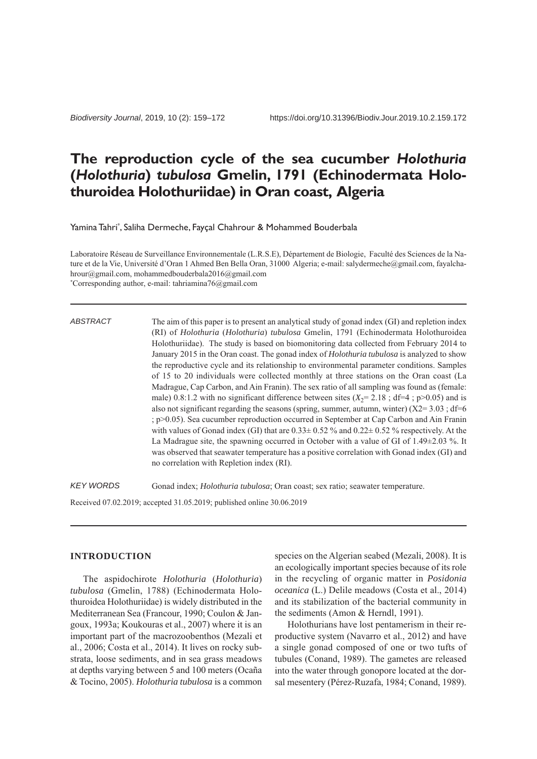# The reproduction cycle of the sea cucumber *Holothuria* (*Holothuria*) *tubulosa* Gmelin, 1791 (Echinodermata Holothuroidea Holothuriidae) in Oran coast, Algeria

Yamina Tahri*, Saliha Dermeche, Fayçal Chahrour & Mohammed Bouderbala

Laboratoire Réseau de Surveillance Environnementale (L.R.S.E), Département de Biologie, Faculté des Sciences de la Nature et de la Vie, Université d'Oran 1 Ahmed Ben Bella Oran, 31000 Algeria; e-mail: salydermeche@gmail.com, fayalchahrour@gmail.com, mohammedbouderbala2016@gmail.com
*Corresponding author, e-mail: tahriamina76@gmail.com

*ABSTRACT* The aim of this paper is to present an analytical study of gonad index (GI) and repletion index (RI) of *Holothuria* (*Holothuria*) *tubulosa* Gmelin, 1791 (Echinodermata Holothuroidea Holothuriidae). The study is based on biomonitoring data collected from February 2014 to January 2015 in the Oran coast. The gonad index of *Holothuria tubulosa* is analyzed to show the reproductive cycle and its relationship to environmental parameter conditions. Samples of 15 to 20 individuals were collected monthly at three stations on the Oran coast (La Madrague, Cap Carbon, and Ain Franin). The sex ratio of all sampling was found as (female: male) 0.8:1.2 with no significant difference between sites ($X_2$= 2.18 ; df=4 ; p>0.05) and is also not significant regarding the seasons (spring, summer, autumn, winter) (X2= 3.03 ; df=6 ; p>0.05). Sea cucumber reproduction occurred in September at Cap Carbon and Ain Franin with values of Gonad index (GI) that are 0.33± 0.52 % and 0.22± 0.52 % respectively. At the La Madrague site, the spawning occurred in October with a value of GI of 1.49±2.03 %. It was observed that seawater temperature has a positive correlation with Gonad index (GI) and no correlation with Repletion index (RI).

*KEY WORDS* Gonad index; *Holothuria tubulosa*; Oran coast; sex ratio; seawater temperature.

Received 07.02.2019; accepted 31.05.2019; published online 30.06.2019

## INTRODUCTION

The aspidochirote *Holothuria* (*Holothuria*) *tubulosa* (Gmelin, 1788) (Echinodermata Holothuroidea Holothuriidae) is widely distributed in the Mediterranean Sea (Francour, 1990; Coulon & Jangoux, 1993a; Koukouras et al., 2007) where it is an important part of the macrozoobenthos (Mezali et al., 2006; Costa et al., 2014). It lives on rocky substrata, loose sediments, and in sea grass meadows at depths varying between 5 and 100 meters (Ocaña & Tocino, 2005). *Holothuria tubulosa* is a common species on the Algerian seabed (Mezali, 2008). It is an ecologically important species because of its role in the recycling of organic matter in *Posidonia oceanica* (L.) Delile meadows (Costa et al., 2014) and its stabilization of the bacterial community in the sediments (Amon & Herndl, 1991).

Holothurians have lost pentamerism in their reproductive system (Navarro et al., 2012) and have a single gonad composed of one or two tufts of tubules (Conand, 1989). The gametes are released into the water through gonopore located at the dorsal mesentery (Pérez-Ruzafa, 1984; Conand, 1989).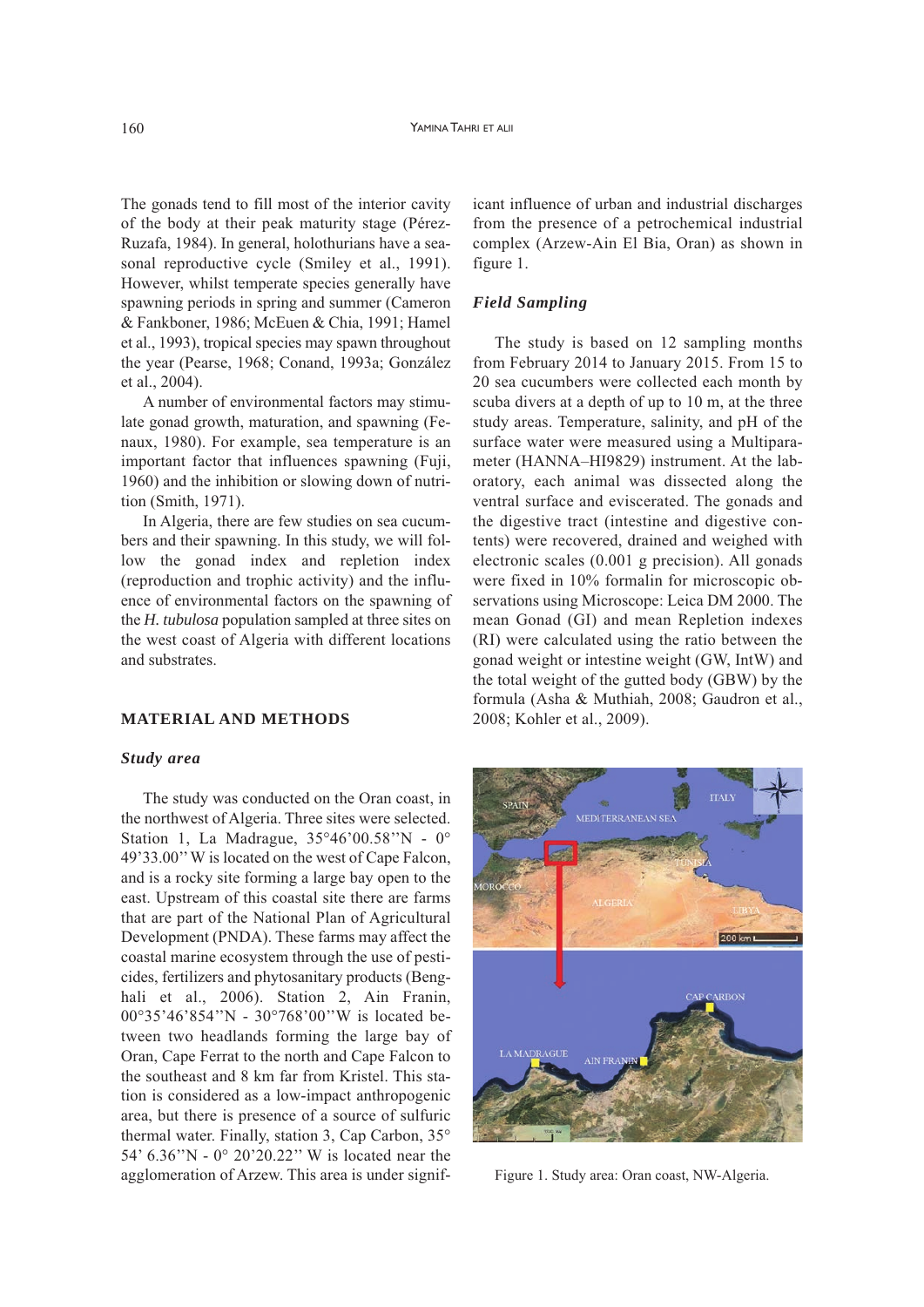The gonads tend to fill most of the interior cavity of the body at their peak maturity stage (Pérez-Ruzafa, 1984). In general, holothurians have a seasonal reproductive cycle (Smiley et al., 1991). However, whilst temperate species generally have spawning periods in spring and summer (Cameron & Fankboner, 1986; McEuen & Chia, 1991; Hamel et al., 1993), tropical species may spawn throughout the year (Pearse, 1968; Conand, 1993a; González et al., 2004).

A number of environmental factors may stimulate gonad growth, maturation, and spawning (Fenaux, 1980). For example, sea temperature is an important factor that influences spawning (Fuji, 1960) and the inhibition or slowing down of nutrition (Smith, 1971).

In Algeria, there are few studies on sea cucumbers and their spawning. In this study, we will follow the gonad index and repletion index (reproduction and trophic activity) and the influence of environmental factors on the spawning of the *H. tubulosa* population sampled at three sites on the west coast of Algeria with different locations and substrates.

## MATERIAL AND METHODS

### *Study area*

The study was conducted on the Oran coast, in the northwest of Algeria. Three sites were selected. Station 1, La Madrague, 35°46'00.58''N - 0° 49'33.00'' W is located on the west of Cape Falcon, and is a rocky site forming a large bay open to the east. Upstream of this coastal site there are farms that are part of the National Plan of Agricultural Development (PNDA). These farms may affect the coastal marine ecosystem through the use of pesticides, fertilizers and phytosanitary products (Benghali et al., 2006). Station 2, Ain Franin, 00°35'46'854''N - 30°768'00''W is located between two headlands forming the large bay of Oran, Cape Ferrat to the north and Cape Falcon to the southeast and 8 km far from Kristel. This station is considered as a low-impact anthropogenic area, but there is presence of a source of sulfuric thermal water. Finally, station 3, Cap Carbon, 35° 54' 6.36''N - 0° 20'20.22'' W is located near the agglomeration of Arzew. This area is under significant influence of urban and industrial discharges from the presence of a petrochemical industrial complex (Arzew-Ain El Bia, Oran) as shown in figure 1.

### *Field Sampling*

The study is based on 12 sampling months from February 2014 to January 2015. From 15 to 20 sea cucumbers were collected each month by scuba divers at a depth of up to 10 m, at the three study areas. Temperature, salinity, and pH of the surface water were measured using a Multiparameter (HANNA–HI9829) instrument. At the laboratory, each animal was dissected along the ventral surface and eviscerated. The gonads and the digestive tract (intestine and digestive contents) were recovered, drained and weighed with electronic scales (0.001 g precision). All gonads were fixed in 10% formalin for microscopic observations using Microscope: Leica DM 2000. The mean Gonad (GI) and mean Repletion indexes (RI) were calculated using the ratio between the gonad weight or intestine weight (GW, IntW) and the total weight of the gutted body (GBW) by the formula (Asha & Muthiah, 2008; Gaudron et al., 2008; Kohler et al., 2009).

SPAIN
ITALY
MEDITERRANEAN SEA
TUNISIA
MOROCCO
ALGERIA
LIBYA
200 km
CAP CARBON
LA MADRAGUE
AIN FRANIN

Figure 1. Study area: Oran coast, NW-Algeria.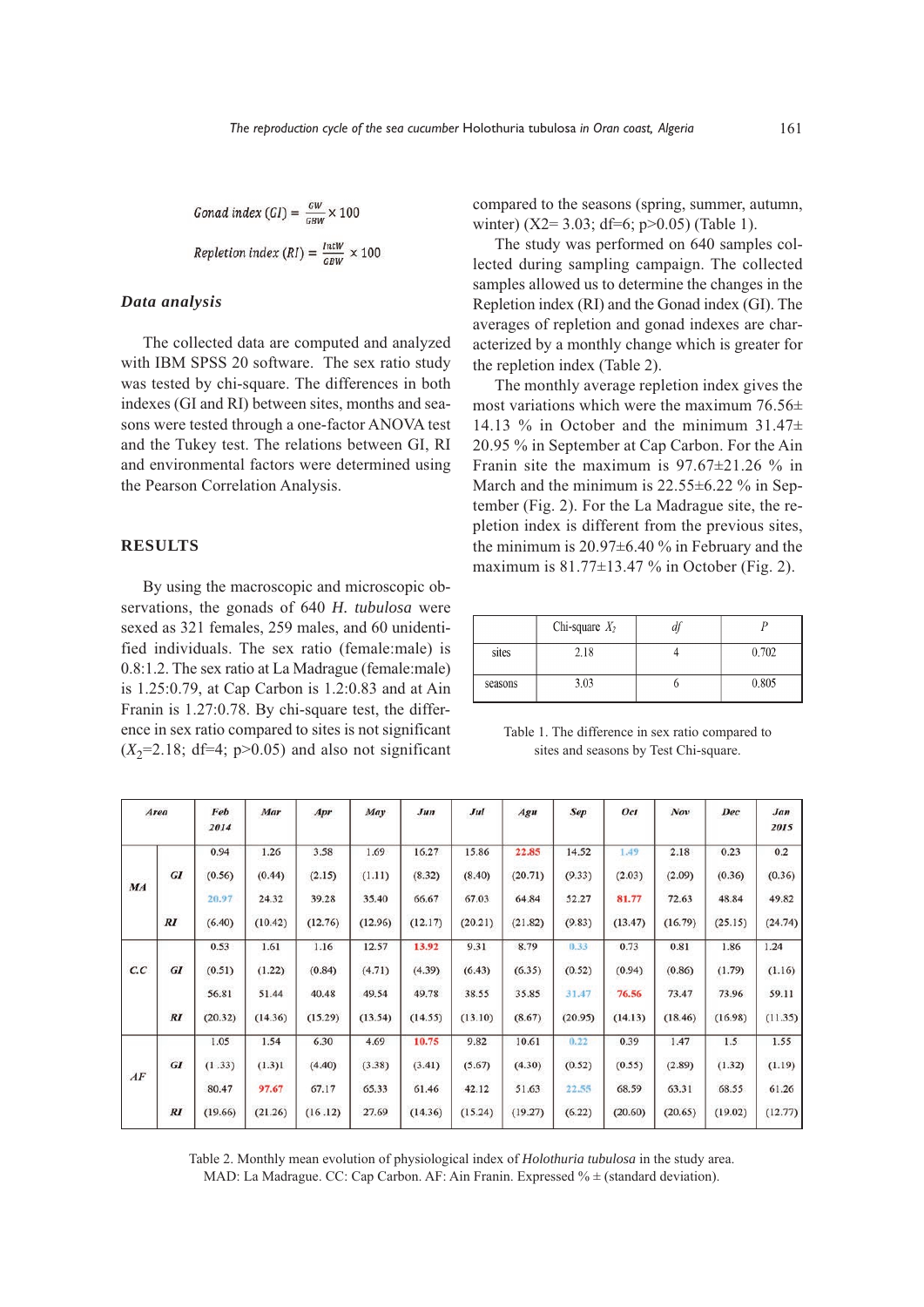$$Gonad\ index\ (GI) = \frac{GW}{GBW} \times 100$$

$$Repletion\ index\ (RI) = \frac{IntW}{GBW} \times 100$$

### *Data analysis*

The collected data are computed and analyzed with IBM SPSS 20 software. The sex ratio study was tested by chi-square. The differences in both indexes (GI and RI) between sites, months and seasons were tested through a one-factor ANOVA test and the Tukey test. The relations between GI, RI and environmental factors were determined using the Pearson Correlation Analysis.

## RESULTS

By using the macroscopic and microscopic observations, the gonads of 640 *H. tubulosa* were sexed as 321 females, 259 males, and 60 unidentified individuals. The sex ratio (female:male) is 0.8:1.2. The sex ratio at La Madrague (female:male) is 1.25:0.79, at Cap Carbon is 1.2:0.83 and at Ain Franin is 1.27:0.78. By chi-square test, the difference in sex ratio compared to sites is not significant ($X_2$=2.18; df=4; p>0.05) and also not significant compared to the seasons (spring, summer, autumn, winter) ($X2$= 3.03; df=6; p>0.05) (Table 1).

The study was performed on 640 samples collected during sampling campaign. The collected samples allowed us to determine the changes in the Repletion index (RI) and the Gonad index (GI). The averages of repletion and gonad indexes are characterized by a monthly change which is greater for the repletion index (Table 2).

The monthly average repletion index gives the most variations which were the maximum 76.56± 14.13 % in October and the minimum 31.47± 20.95 % in September at Cap Carbon. For the Ain Franin site the maximum is 97.67±21.26 % in March and the minimum is 22.55±6.22 % in September (Fig. 2). For the La Madrague site, the repletion index is different from the previous sites, the minimum is 20.97±6.40 % in February and the maximum is 81.77±13.47 % in October (Fig. 2).

| | Chi-square $X_2$ | *df* | *P* |
|---|---|---|---|
| sites | 2.18 | 4 | 0.702 |
| seasons | 3.03 | 6 | 0.805 |

Table 1. The difference in sex ratio compared to sites and seasons by Test Chi-square.

| Area | | Feb 2014 | Mar | Apr | May | Jun | Jul | Agu | Sep | Oct | Nov | Dec | Jan 2015 |
|---|---|---|---|---|---|---|---|---|---|---|---|---|---|
| MA | GI | 0.94 | 1.26 | 3.58 | 1.69 | 16.27 | 15.86 | 22.85 | 14.52 | 1.49 | 2.18 | 0.23 | 0.2 |
| | | (0.56) | (0.44) | (2.15) | (1.11) | (8.32) | (8.40) | (20.71) | (9.33) | (2.03) | (2.09) | (0.36) | (0.36) |
| | RI | 20.97 | 24.32 | 39.28 | 35.40 | 66.67 | 67.03 | 64.84 | 52.27 | 81.77 | 72.63 | 48.84 | 49.82 |
| | | (6.40) | (10.42) | (12.76) | (12.96) | (12.17) | (20.21) | (21.82) | (9.83) | (13.47) | (16.79) | (25.15) | (24.74) |
| C.C | GI | 0.53 | 1.61 | 1.16 | 12.57 | 13.92 | 9.31 | 8.79 | 0.33 | 0.73 | 0.81 | 1.86 | 1.24 |
| | | (0.51) | (1.22) | (0.84) | (4.71) | (4.39) | (6.43) | (6.35) | (0.52) | (0.94) | (0.86) | (1.79) | (1.16) |
| | RI | 56.81 | 51.44 | 40.48 | 49.54 | 49.78 | 38.55 | 35.85 | 31.47 | 76.56 | 73.47 | 73.96 | 59.11 |
| | | (20.32) | (14.36) | (15.29) | (13.54) | (14.55) | (13.10) | (8.67) | (20.95) | (14.13) | (18.46) | (16.98) | (11.35) |
| AF | GI | 1.05 | 1.54 | 6.30 | 4.69 | 10.75 | 9.82 | 10.61 | 0.22 | 0.39 | 1.47 | 1.5 | 1.55 |
| | | (1 .33) | (1.3)1 | (4.40) | (3.38) | (3.41) | (5.67) | (4.30) | (0.52) | (0.55) | (2.89) | (1.32) | (1.19) |
| | RI | 80.47 | 97.67 | 67.17 | 65.33 | 61.46 | 42.12 | 51.63 | 22.55 | 68.59 | 63.31 | 68.55 | 61.26 |
| | | (19.66) | (21.26) | (16 .12) | 27.69 | (14.36) | (15.24) | (19.27) | (6.22) | (20.60) | (20.65) | (19.02) | (12.77) |

Table 2. Monthly mean evolution of physiological index of *Holothuria tubulosa* in the study area. MAD: La Madrague. CC: Cap Carbon. AF: Ain Franin. Expressed % ± (standard deviation).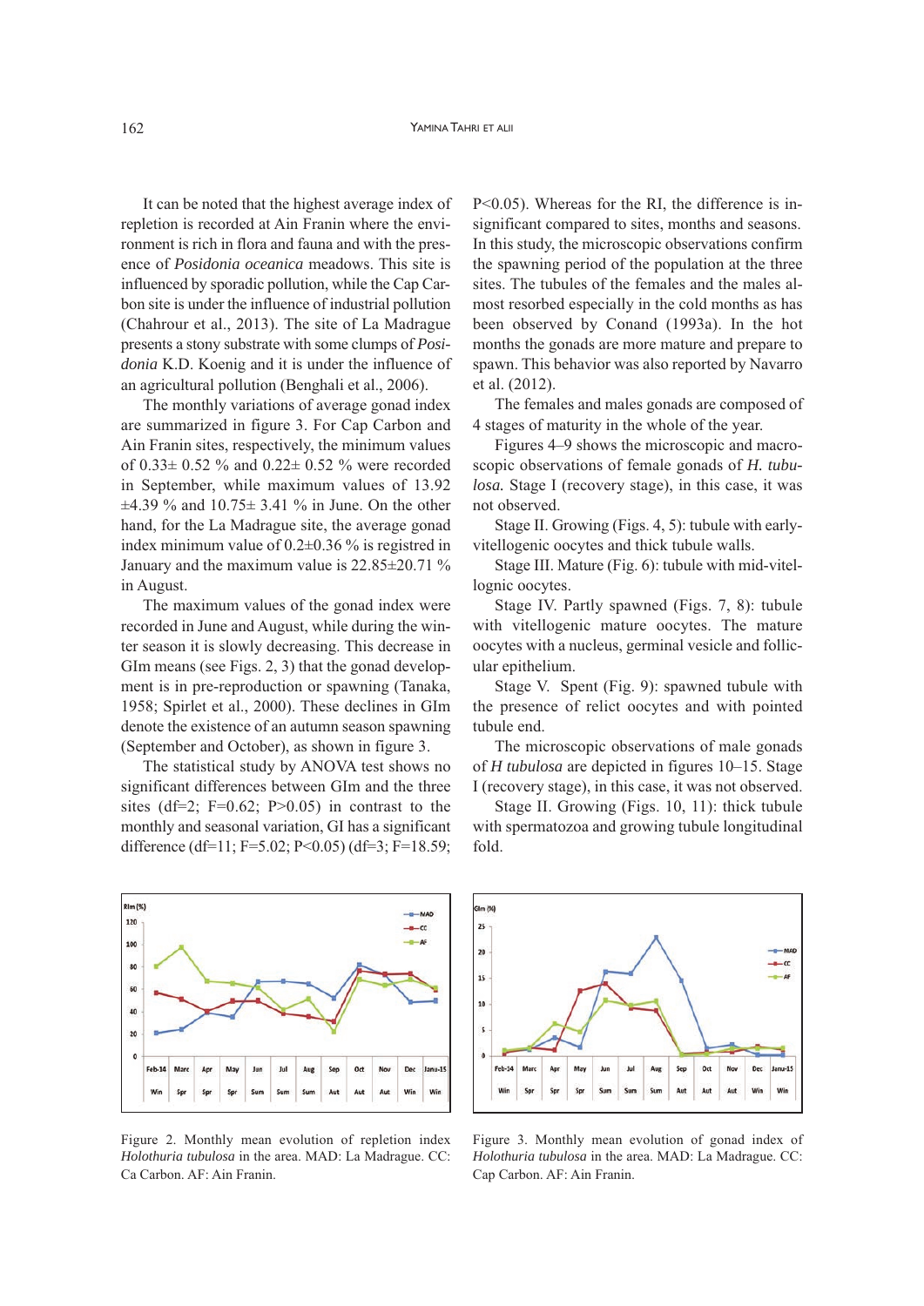It can be noted that the highest average index of repletion is recorded at Ain Franin where the environment is rich in flora and fauna and with the presence of *Posidonia oceanica* meadows. This site is influenced by sporadic pollution, while the Cap Carbon site is under the influence of industrial pollution (Chahrour et al., 2013). The site of La Madrague presents a stony substrate with some clumps of *Posidonia* K.D. Koenig and it is under the influence of an agricultural pollution (Benghali et al., 2006).

The monthly variations of average gonad index are summarized in figure 3. For Cap Carbon and Ain Franin sites, respectively, the minimum values of 0.33± 0.52 % and 0.22± 0.52 % were recorded in September, while maximum values of 13.92 ±4.39 % and 10.75± 3.41 % in June. On the other hand, for the La Madrague site, the average gonad index minimum value of 0.2±0.36 % is registred in January and the maximum value is 22.85±20.71 % in August.

The maximum values of the gonad index were recorded in June and August, while during the winter season it is slowly decreasing. This decrease in GIm means (see Figs. 2, 3) that the gonad development is in pre-reproduction or spawning (Tanaka, 1958; Spirlet et al., 2000). These declines in GIm denote the existence of an autumn season spawning (September and October), as shown in figure 3.

The statistical study by ANOVA test shows no significant differences between GIm and the three sites (df=2; F=0.62; P>0.05) in contrast to the monthly and seasonal variation, GI has a significant difference (df=11; F=5.02; P<0.05) (df=3; F=18.59; P<0.05). Whereas for the RI, the difference is insignificant compared to sites, months and seasons. In this study, the microscopic observations confirm the spawning period of the population at the three sites. The tubules of the females and the males almost resorbed especially in the cold months as has been observed by Conand (1993a). In the hot months the gonads are more mature and prepare to spawn. This behavior was also reported by Navarro et al. (2012).

The females and males gonads are composed of 4 stages of maturity in the whole of the year.

Figures 4–9 shows the microscopic and macroscopic observations of female gonads of *H. tubulosa.* Stage I (recovery stage), in this case, it was not observed.

Stage II. Growing (Figs. 4, 5): tubule with early-vitellogenic oocytes and thick tubule walls.

Stage III. Mature (Fig. 6): tubule with mid-vitellognic oocytes.

Stage IV. Partly spawned (Figs. 7, 8): tubule with vitellogenic mature oocytes. The mature oocytes with a nucleus, germinal vesicle and follicular epithelium.

Stage V. Spent (Fig. 9): spawned tubule with the presence of relict oocytes and with pointed tubule end.

The microscopic observations of male gonads of *H tubulosa* are depicted in figures 10–15. Stage I (recovery stage), in this case, it was not observed.

Stage II. Growing (Figs. 10, 11): thick tubule with spermatozoa and growing tubule longitudinal fold.

Figure 2. Monthly mean evolution of repletion index *Holothuria tubulosa* in the area. MAD: La Madrague. CC: Ca Carbon. AF: Ain Franin.

Figure 3. Monthly mean evolution of gonad index of *Holothuria tubulosa* in the area. MAD: La Madrague. CC: Cap Carbon. AF: Ain Franin.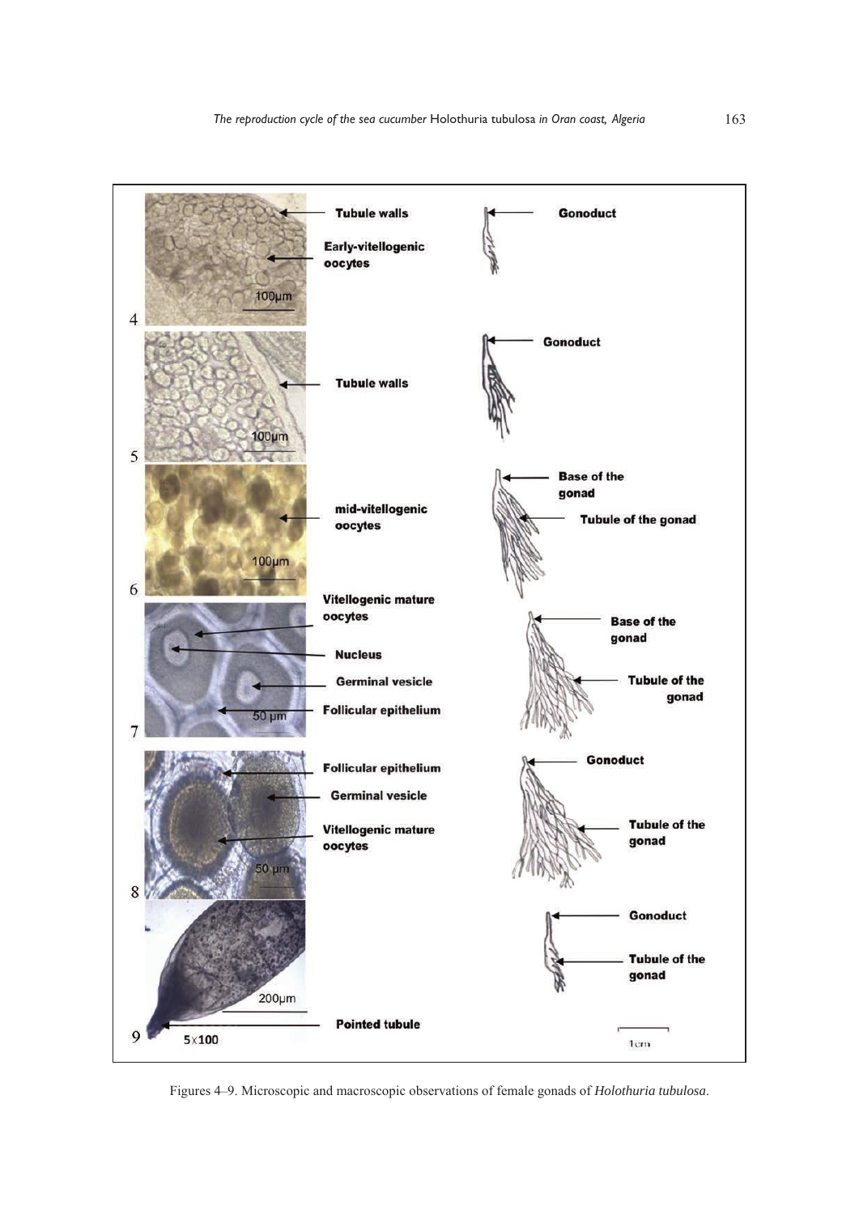Figures 4–9. Microscopic and macroscopic observations of female gonads of *Holothuria tubulosa*.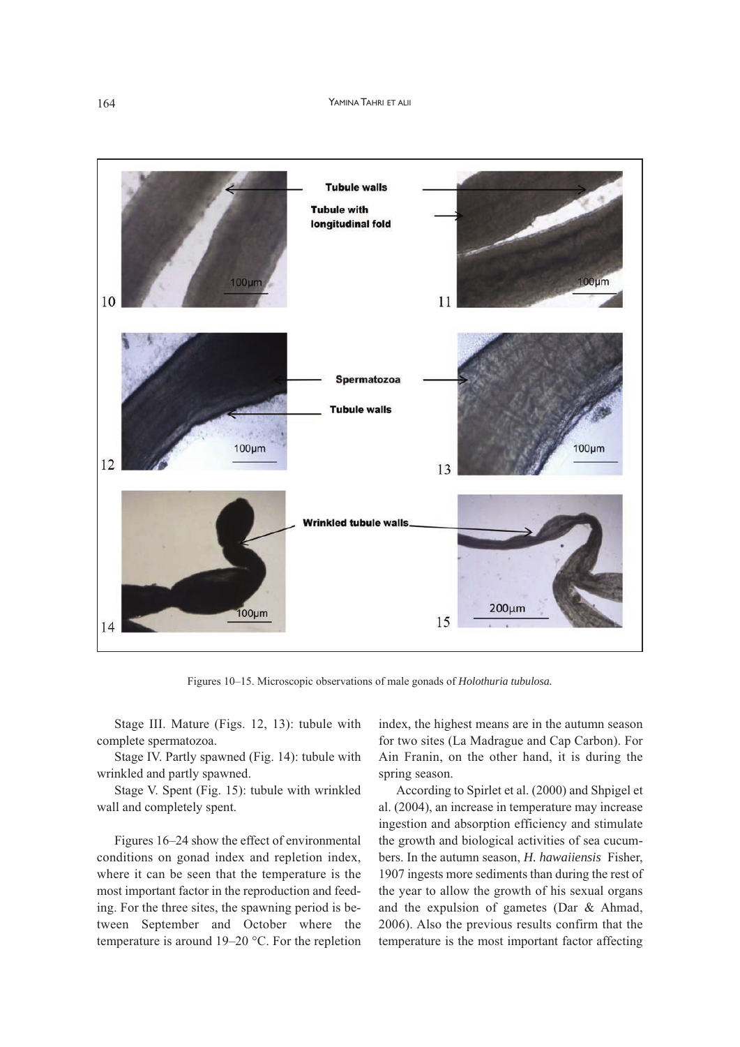Tubule walls

Tubule with longitudinal fold

100µm

100µm

10

11

Spermatozoa

Tubule walls

100µm

100µm

12

13

Wrinkled tubule walls

100µm

200µm

14

15

Figures 10–15. Microscopic observations of male gonads of *Holothuria tubulosa.*

Stage III. Mature (Figs. 12, 13): tubule with complete spermatozoa.

Stage IV. Partly spawned (Fig. 14): tubule with wrinkled and partly spawned.

Stage V. Spent (Fig. 15): tubule with wrinkled wall and completely spent.

Figures 16–24 show the effect of environmental conditions on gonad index and repletion index, where it can be seen that the temperature is the most important factor in the reproduction and feeding. For the three sites, the spawning period is between September and October where the temperature is around 19–20 °C. For the repletion index, the highest means are in the autumn season for two sites (La Madrague and Cap Carbon). For Ain Franin, on the other hand, it is during the spring season.

According to Spirlet et al. (2000) and Shpigel et al. (2004), an increase in temperature may increase ingestion and absorption efficiency and stimulate the growth and biological activities of sea cucumbers. In the autumn season, *H. hawaiiensis* Fisher, 1907 ingests more sediments than during the rest of the year to allow the growth of his sexual organs and the expulsion of gametes (Dar & Ahmad, 2006). Also the previous results confirm that the temperature is the most important factor affecting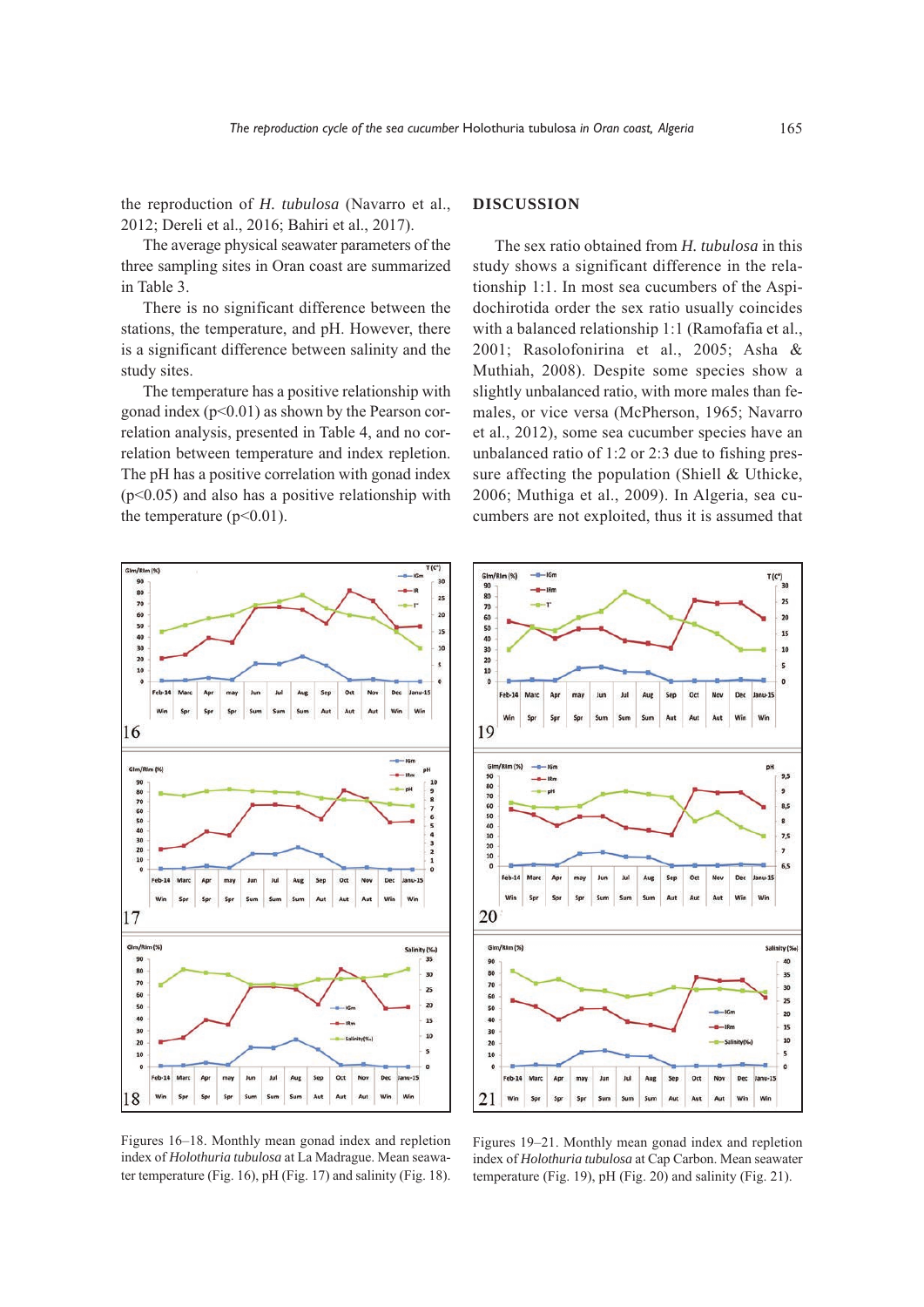the reproduction of *H. tubulosa* (Navarro et al., 2012; Dereli et al., 2016; Bahiri et al., 2017).

The average physical seawater parameters of the three sampling sites in Oran coast are summarized in Table 3.

There is no significant difference between the stations, the temperature, and pH. However, there is a significant difference between salinity and the study sites.

The temperature has a positive relationship with gonad index ($p<0.01$) as shown by the Pearson correlation analysis, presented in Table 4, and no correlation between temperature and index repletion. The pH has a positive correlation with gonad index ($p<0.05$) and also has a positive relationship with the temperature ($p<0.01$).

## DISCUSSION

The sex ratio obtained from *H. tubulosa* in this study shows a significant difference in the relationship 1:1. In most sea cucumbers of the Aspidochirotida order the sex ratio usually coincides with a balanced relationship 1:1 (Ramofafia et al., 2001; Rasolofonirina et al., 2005; Asha & Muthiah, 2008). Despite some species show a slightly unbalanced ratio, with more males than females, or vice versa (McPherson, 1965; Navarro et al., 2012), some sea cucumber species have an unbalanced ratio of 1:2 or 2:3 due to fishing pressure affecting the population (Shiell & Uthicke, 2006; Muthiga et al., 2009). In Algeria, sea cucumbers are not exploited, thus it is assumed that

Figures 16–18. Monthly mean gonad index and repletion index of *Holothuria tubulosa* at La Madrague. Mean seawater temperature (Fig. 16), pH (Fig. 17) and salinity (Fig. 18).

Figures 19–21. Monthly mean gonad index and repletion index of *Holothuria tubulosa* at Cap Carbon. Mean seawater temperature (Fig. 19), pH (Fig. 20) and salinity (Fig. 21).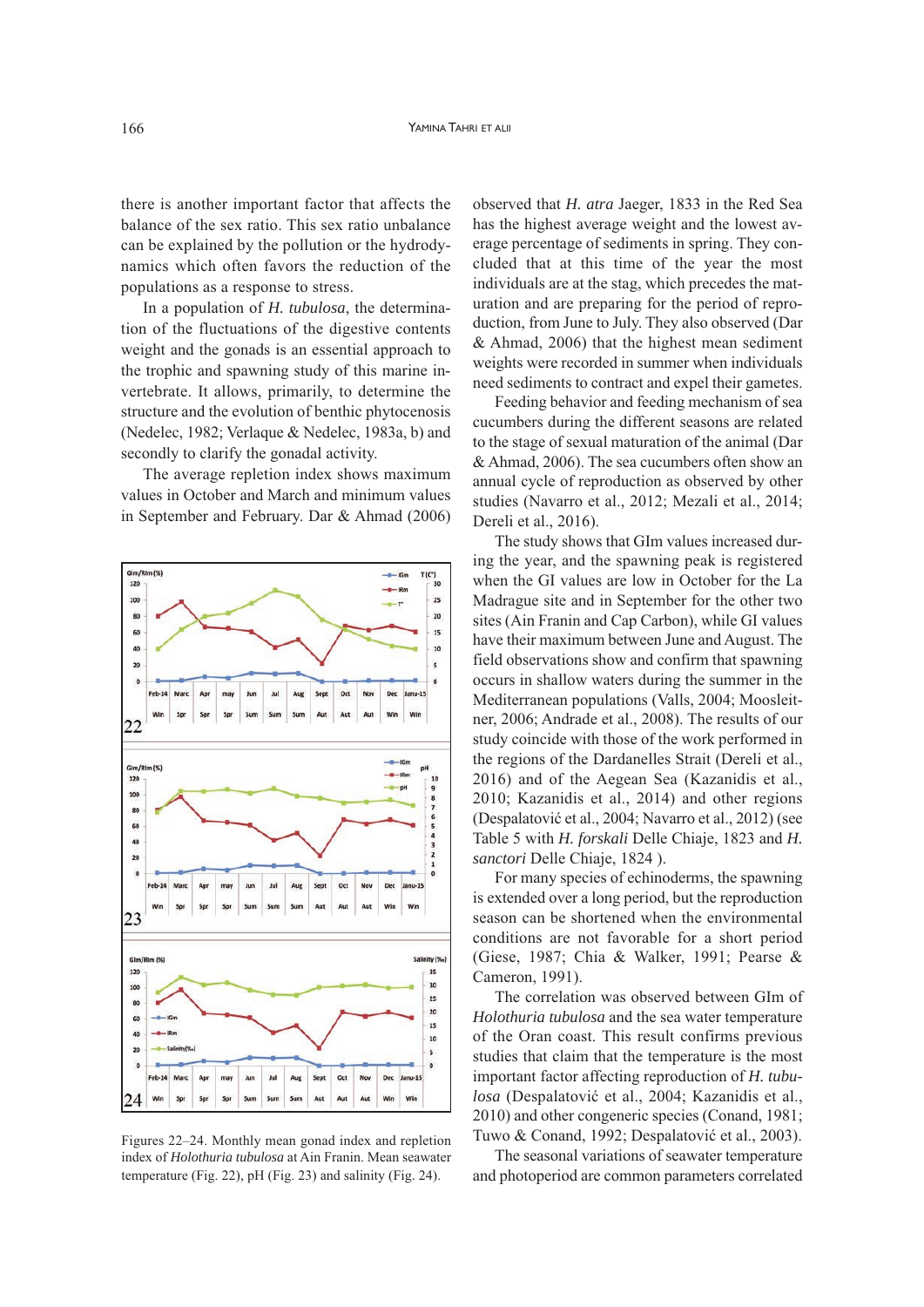there is another important factor that affects the balance of the sex ratio. This sex ratio unbalance can be explained by the pollution or the hydrodynamics which often favors the reduction of the populations as a response to stress.

In a population of *H. tubulosa*, the determination of the fluctuations of the digestive contents weight and the gonads is an essential approach to the trophic and spawning study of this marine invertebrate. It allows, primarily, to determine the structure and the evolution of benthic phytocenosis (Nedelec, 1982; Verlaque & Nedelec, 1983a, b) and secondly to clarify the gonadal activity.

The average repletion index shows maximum values in October and March and minimum values in September and February. Dar & Ahmad (2006)

Gim/Rim (%)
120
100
80
60
40
20
0
IGm
IRm
T°
T(C°)
30
25
20
15
10
5
0
Feb-14 Marc Apr may Jun Jul Aug Sept Oct Nov Dec Janu-15
Win Spr Spr Spr Sum Sum Sum Aut Aut Aut Win Win
22

Gim/Rim (%)
120
100
80
60
40
20
0
IGm
IRm
pH
pH
10
9
8
7
6
5
4
3
2
1
0
Feb-14 Marc Apr may Jun Jul Aug Sept Oct Nov Dec Janu-15
Win Spr Spr Spr Sum Sum Sum Aut Aut Aut Win Win
23

Gim/Rim (%)
120
100
80
60
40
20
0
IGm
IRm
Salinity(‰)
Salinity (‰)
35
30
25
20
15
10
5
0
Feb-14 Marc Apr may Jun Jul Aug Sept Oct Nov Dec Janu-15
Win Spr Spr Spr Sum Sum Sum Aut Aut Aut Win Win
24

Figures 22–24. Monthly mean gonad index and repletion index of *Holothuria tubulosa* at Ain Franin. Mean seawater temperature (Fig. 22), pH (Fig. 23) and salinity (Fig. 24).

observed that *H. atra* Jaeger, 1833 in the Red Sea has the highest average weight and the lowest average percentage of sediments in spring. They concluded that at this time of the year the most individuals are at the stag, which precedes the maturation and are preparing for the period of reproduction, from June to July. They also observed (Dar & Ahmad, 2006) that the highest mean sediment weights were recorded in summer when individuals need sediments to contract and expel their gametes.

Feeding behavior and feeding mechanism of sea cucumbers during the different seasons are related to the stage of sexual maturation of the animal (Dar & Ahmad, 2006). The sea cucumbers often show an annual cycle of reproduction as observed by other studies (Navarro et al., 2012; Mezali et al., 2014; Dereli et al., 2016).

The study shows that GIm values increased during the year, and the spawning peak is registered when the GI values are low in October for the La Madrague site and in September for the other two sites (Ain Franin and Cap Carbon), while GI values have their maximum between June and August. The field observations show and confirm that spawning occurs in shallow waters during the summer in the Mediterranean populations (Valls, 2004; Moosleitner, 2006; Andrade et al., 2008). The results of our study coincide with those of the work performed in the regions of the Dardanelles Strait (Dereli et al., 2016) and of the Aegean Sea (Kazanidis et al., 2010; Kazanidis et al., 2014) and other regions (Despalatović et al., 2004; Navarro et al., 2012) (see Table 5 with *H. forskali* Delle Chiaje, 1823 and *H. sanctori* Delle Chiaje, 1824 ).

For many species of echinoderms, the spawning is extended over a long period, but the reproduction season can be shortened when the environmental conditions are not favorable for a short period (Giese, 1987; Chia & Walker, 1991; Pearse & Cameron, 1991).

The correlation was observed between GIm of *Holothuria tubulosa* and the sea water temperature of the Oran coast. This result confirms previous studies that claim that the temperature is the most important factor affecting reproduction of *H. tubulosa* (Despalatović et al., 2004; Kazanidis et al., 2010) and other congeneric species (Conand, 1981; Tuwo & Conand, 1992; Despalatović et al., 2003).

The seasonal variations of seawater temperature and photoperiod are common parameters correlated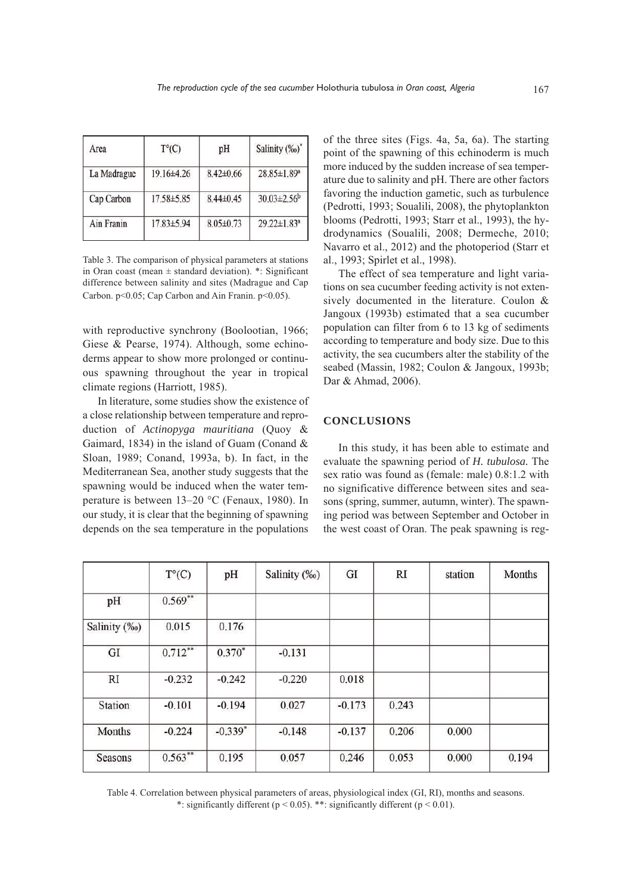| Area | T°(C) | pH | Salinity (‰)* |
|---|---|---|---|
| La Madrague | 19.16±4.26 | 8.42±0.66 | 28.85±1.89[a] |
| Cap Carbon | 17.58±5.85 | 8.44±0.45 | 30.03±2.56[b] |
| Ain Franin | 17.83±5.94 | 8.05±0.73 | 29.22±1.83[a] |

Table 3. The comparison of physical parameters at stations in Oran coast (mean ± standard deviation). *: Significant difference between salinity and sites (Madrague and Cap Carbon. $p<0.05$; Cap Carbon and Ain Franin. $p<0.05$).

with reproductive synchrony (Boolootian, 1966; Giese & Pearse, 1974). Although, some echinoderms appear to show more prolonged or continuous spawning throughout the year in tropical climate regions (Harriott, 1985).

In literature, some studies show the existence of a close relationship between temperature and reproduction of *Actinopyga mauritiana* (Quoy & Gaimard, 1834) in the island of Guam (Conand & Sloan, 1989; Conand, 1993a, b). In fact, in the Mediterranean Sea, another study suggests that the spawning would be induced when the water temperature is between 13–20 °C (Fenaux, 1980). In our study, it is clear that the beginning of spawning depends on the sea temperature in the populations of the three sites (Figs. 4a, 5a, 6a). The starting point of the spawning of this echinoderm is much more induced by the sudden increase of sea temperature due to salinity and pH. There are other factors favoring the induction gametic, such as turbulence (Pedrotti, 1993; Soualili, 2008), the phytoplankton blooms (Pedrotti, 1993; Starr et al., 1993), the hydrodynamics (Soualili, 2008; Dermeche, 2010; Navarro et al., 2012) and the photoperiod (Starr et al., 1993; Spirlet et al., 1998).

The effect of sea temperature and light variations on sea cucumber feeding activity is not extensively documented in the literature. Coulon & Jangoux (1993b) estimated that a sea cucumber population can filter from 6 to 13 kg of sediments according to temperature and body size. Due to this activity, the sea cucumbers alter the stability of the seabed (Massin, 1982; Coulon & Jangoux, 1993b; Dar & Ahmad, 2006).

## CONCLUSIONS

In this study, it has been able to estimate and evaluate the spawning period of *H. tubulosa.* The sex ratio was found as (female: male) 0.8:1.2 with no significative difference between sites and seasons (spring, summer, autumn, winter). The spawning period was between September and October in the west coast of Oran. The peak spawning is reg-

| | T°(C) | pH | Salinity (‰) | GI | RI | station | Months |
|---|---|---|---|---|---|---|---|
| pH | 0.569** | | | | | | |
| Salinity (‰) | 0.015 | 0.176 | | | | | |
| GI | 0.712** | 0.370* | -0.131 | | | | |
| RI | -0.232 | -0.242 | -0.220 | 0.018 | | | |
| Station | -0.101 | -0.194 | 0.027 | -0.173 | 0.243 | | |
| Months | -0.224 | -0.339* | -0.148 | -0.137 | 0.206 | 0.000 | |
| Seasons | 0.563** | 0.195 | 0.057 | 0.246 | 0.053 | 0.000 | 0.194 |

Table 4. Correlation between physical parameters of areas, physiological index (GI, RI), months and seasons. *: significantly different ($p < 0.05$). **: significantly different ($p < 0.01$).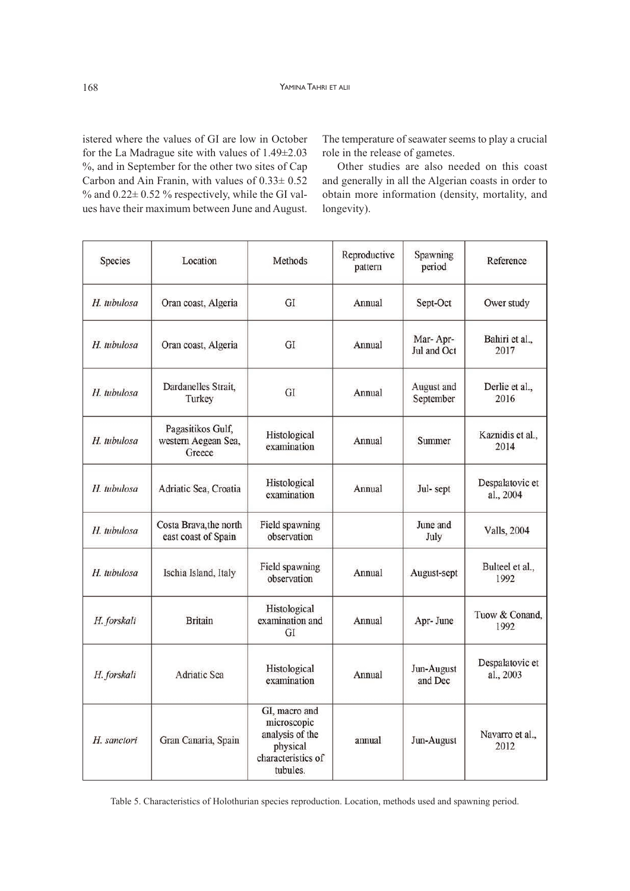istered where the values of GI are low in October for the La Madrague site with values of 1.49±2.03 %, and in September for the other two sites of Cap Carbon and Ain Franin, with values of 0.33± 0.52 % and 0.22± 0.52 % respectively, while the GI values have their maximum between June and August. The temperature of seawater seems to play a crucial role in the release of gametes.

Other studies are also needed on this coast and generally in all the Algerian coasts in order to obtain more information (density, mortality, and longevity).

| Species | Location | Methods | Reproductive pattern | Spawning period | Reference |
|---|---|---|---|---|---|
| *H. tubulosa* | Oran coast, Algeria | GI | Annual | Sept-Oct | Ower study |
| *H. tubulosa* | Oran coast, Algeria | GI | Annual | Mar- Apr- Jul and Oct | Bahiri et al., 2017 |
| *H. tubulosa* | Dardanelles Strait, Turkey | GI | Annual | August and September | Derlie et al., 2016 |
| *H. tubulosa* | Pagasitikos Gulf, western Aegean Sea, Greece | Histological examination | Annual | Summer | Kaznidis et al., 2014 |
| *H. tubulosa* | Adriatic Sea, Croatia | Histological examination | Annual | Jul- sept | Despalatovic et al., 2004 |
| *H. tubulosa* | Costa Brava, the north east coast of Spain | Field spawning observation | | June and July | Valls, 2004 |
| *H. tubulosa* | Ischia Island, Italy | Field spawning observation | Annual | August-sept | Bulteel et al., 1992 |
| *H. forskali* | Britain | Histological examination and GI | Annual | Apr- June | Tuow & Conand, 1992 |
| *H. forskali* | Adriatic Sea | Histological examination | Annual | Jun-August and Dec | Despalatovic et al., 2003 |
| *H. sanctori* | Gran Canaria, Spain | GI, macro and microscopic analysis of the physical characteristics of tubules. | annual | Jun-August | Navarro et al., 2012 |

Table 5. Characteristics of Holothurian species reproduction. Location, methods used and spawning period.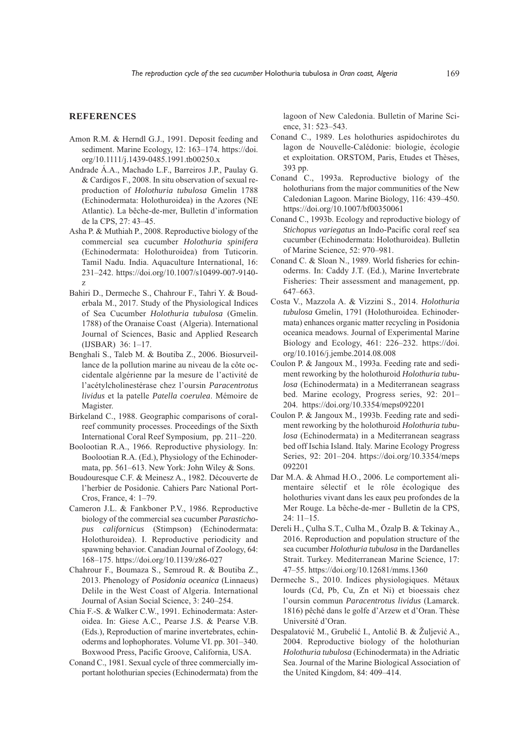## REFERENCES

Amon R.M. & Herndl G.J., 1991. Deposit feeding and sediment. Marine Ecology, 12: 163–174. https://doi.org/10.1111/j.1439-0485.1991.tb00250.x

Andrade Á.A., Machado L.F., Barreiros J.P., Paulay G. & Cardigos F., 2008. In situ observation of sexual reproduction of *Holothuria tubulosa* Gmelin 1788 (Echinodermata: Holothuroidea) in the Azores (NE Atlantic). La bêche-de-mer, Bulletin d'information de la CPS, 27: 43–45.

Asha P. & Muthiah P., 2008. Reproductive biology of the commercial sea cucumber *Holothuria spinifera* (Echinodermata: Holothuroidea) from Tuticorin. Tamil Nadu. India. Aquaculture International, 16: 231–242. https://doi.org/10.1007/s10499-007-9140-z

Bahiri D., Dermeche S., Chahrour F., Tahri Y. & Bouderbala M., 2017. Study of the Physiological Indices of Sea Cucumber *Holothuria tubulosa* (Gmelin. 1788) of the Oranaise Coast (Algeria). International Journal of Sciences, Basic and Applied Research (IJSBAR) 36: 1–17.

Benghali S., Taleb M. & Boutiba Z., 2006. Biosurveillance de la pollution marine au niveau de la côte occidentale algérienne par la mesure de l'activité de l'acétylcholinestérase chez l'oursin *Paracentrotus lividus* et la patelle *Patella coerulea*. Mémoire de Magister.

Birkeland C., 1988. Geographic comparisons of coral-reef community processes. Proceedings of the Sixth International Coral Reef Symposium, pp. 211–220.

Boolootian R.A., 1966. Reproductive physiology. In: Boolootian R.A. (Ed.), Physiology of the Echinodermata, pp. 561–613. New York: John Wiley & Sons.

Boudouresque C.F. & Meinesz A., 1982. Découverte de l'herbier de Posidonie. Cahiers Parc National Port-Cros, France, 4: 1–79.

Cameron J.L. & Fankboner P.V., 1986. Reproductive biology of the commercial sea cucumber *Parastichopus californicus* (Stimpson) (Echinodermata: Holothuroidea). I. Reproductive periodicity and spawning behavior. Canadian Journal of Zoology, 64: 168–175. https://doi.org/10.1139/z86-027

Chahrour F., Boumaza S., Semroud R. & Boutiba Z., 2013. Phenology of *Posidonia oceanica* (Linnaeus) Delile in the West Coast of Algeria. International Journal of Asian Social Science, 3: 240–254.

Chia F.-S. & Walker C.W., 1991. Echinodermata: Asteroidea. In: Giese A.C., Pearse J.S. & Pearse V.B. (Eds.), Reproduction of marine invertebrates, echinoderms and lophophorates. Volume VI. pp. 301–340. Boxwood Press, Pacific Groove, California, USA.

Conand C., 1981. Sexual cycle of three commercially important holothurian species (Echinodermata) from the lagoon of New Caledonia. Bulletin of Marine Science, 31: 523–543.

Conand C., 1989. Les holothuries aspidochirotes du lagon de Nouvelle-Calédonie: biologie, écologie et exploitation. ORSTOM, Paris, Etudes et Thèses, 393 pp.

Conand C., 1993a. Reproductive biology of the holothurians from the major communities of the New Caledonian Lagoon. Marine Biology, 116: 439–450. https://doi.org/10.1007/bf00350061

Conand C., 1993b. Ecology and reproductive biology of *Stichopus variegatus* an Indo-Pacific coral reef sea cucumber (Echinodermata: Holothuroidea). Bulletin of Marine Science, 52: 970–981.

Conand C. & Sloan N., 1989. World fisheries for echinoderms. In: Caddy J.T. (Ed.), Marine Invertebrate Fisheries: Their assessment and management, pp. 647–663.

Costa V., Mazzola A. & Vizzini S., 2014. *Holothuria tubulosa* Gmelin, 1791 (Holothuroidea. Echinodermata) enhances organic matter recycling in Posidonia oceanica meadows. Journal of Experimental Marine Biology and Ecology, 461: 226–232. https://doi.org/10.1016/j.jembe.2014.08.008

Coulon P. & Jangoux M., 1993a. Feeding rate and sediment reworking by the holothuroid *Holothuria tubulosa* (Echinodermata) in a Mediterranean seagrass bed. Marine ecology, Progress series, 92: 201–204. https://doi.org/10.3354/meps092201

Coulon P. & Jangoux M., 1993b. Feeding rate and sediment reworking by the holothuroid *Holothuria tubulosa* (Echinodermata) in a Mediterranean seagrass bed off Ischia Island. Italy. Marine Ecology Progress Series, 92: 201–204. https://doi.org/10.3354/meps092201

Dar M.A. & Ahmad H.O., 2006. Le comportement alimentaire sélectif et le rôle écologique des holothuries vivant dans les eaux peu profondes de la Mer Rouge. La bêche-de-mer - Bulletin de la CPS, 24: 11–15.

Dereli H., Çulha S.T., Culha M., Özalp B. & Tekinay A., 2016. Reproduction and population structure of the sea cucumber *Holothuria tubulosa* in the Dardanelles Strait. Turkey. Mediterranean Marine Science, 17: 47–55. https://doi.org/10.12681/mms.1360

Dermeche S., 2010. Indices physiologiques. Métaux lourds (Cd, Pb, Cu, Zn et Ni) et bioessais chez l'oursin commun *Paracentrotus lividus* (Lamarck. 1816) pêché dans le golfe d'Arzew et d'Oran. Thèse Université d'Oran.

Despalatović M., Grubelić I., Antolić B. & Žuljević A., 2004. Reproductive biology of the holothurian *Holothuria tubulosa* (Echinodermata) in the Adriatic Sea. Journal of the Marine Biological Association of the United Kingdom, 84: 409–414.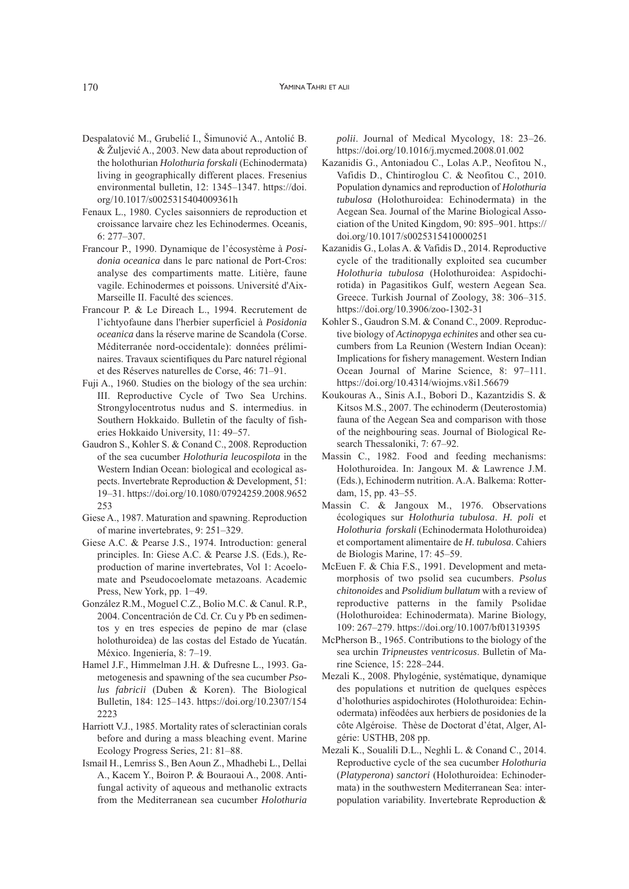Despalatović M., Grubelić I., Šimunović A., Antolić B. & Žuljević A., 2003. New data about reproduction of the holothurian *Holothuria forskali* (Echinodermata) living in geographically different places. Fresenius environmental bulletin, 12: 1345–1347. https://doi.org/10.1017/s0025315404009361h

Fenaux L., 1980. Cycles saisonniers de reproduction et croissance larvaire chez les Echinodermes. Oceanis, 6: 277–307.

Francour P., 1990. Dynamique de l'écosystème à *Posidonia oceanica* dans le parc national de Port-Cros: analyse des compartiments matte. Litière, faune vagile. Echinodermes et poissons. Université d'Aix-Marseille II. Faculté des sciences.

Francour P. & Le Direach L., 1994. Recrutement de l'ichtyofaune dans l'herbier superficiel à *Posidonia oceanica* dans la réserve marine de Scandola (Corse. Méditerranée nord-occidentale): données préliminaires. Travaux scientifiques du Parc naturel régional et des Réserves naturelles de Corse, 46: 71–91.

Fuji A., 1960. Studies on the biology of the sea urchin: III. Reproductive Cycle of Two Sea Urchins. Strongylocentrotus nudus and S. intermedius. in Southern Hokkaido. Bulletin of the faculty of fisheries Hokkaido University, 11: 49–57.

Gaudron S., Kohler S. & Conand C., 2008. Reproduction of the sea cucumber *Holothuria leucospilota* in the Western Indian Ocean: biological and ecological aspects. Invertebrate Reproduction & Development, 51: 19–31. https://doi.org/10.1080/07924259.2008.9652253

Giese A., 1987. Maturation and spawning. Reproduction of marine invertebrates, 9: 251–329.

Giese A.C. & Pearse J.S., 1974. Introduction: general principles. In: Giese A.C. & Pearse J.S. (Eds.), Reproduction of marine invertebrates, Vol 1: Acoelomate and Pseudocoelomate metazoans. Academic Press, New York, pp. 1−49.

González R.M., Moguel C.Z., Bolio M.C. & Canul. R.P., 2004. Concentración de Cd. Cr. Cu y Pb en sedimentos y en tres especies de pepino de mar (clase holothuroidea) de las costas del Estado de Yucatán. México. Ingeniería, 8: 7–19.

Hamel J.F., Himmelman J.H. & Dufresne L., 1993. Gametogenesis and spawning of the sea cucumber *Psolus fabricii* (Duben & Koren). The Biological Bulletin, 184: 125–143. https://doi.org/10.2307/1542223

Harriott V.J., 1985. Mortality rates of scleractinian corals before and during a mass bleaching event. Marine Ecology Progress Series, 21: 81–88.

Ismail H., Lemriss S., Ben Aoun Z., Mhadhebi L., Dellai A., Kacem Y., Boiron P. & Bouraoui A., 2008. Antifungal activity of aqueous and methanolic extracts from the Mediterranean sea cucumber *Holothuria polii*. Journal of Medical Mycology, 18: 23–26. https://doi.org/10.1016/j.mycmed.2008.01.002

Kazanidis G., Antoniadou C., Lolas A.P., Neofitou N., Vafidis D., Chintiroglou C. & Neofitou C., 2010. Population dynamics and reproduction of *Holothuria tubulosa* (Holothuroidea: Echinodermata) in the Aegean Sea. Journal of the Marine Biological Association of the United Kingdom, 90: 895–901. https://doi.org/10.1017/s0025315410000251

Kazanidis G., Lolas A. & Vafidis D., 2014. Reproductive cycle of the traditionally exploited sea cucumber *Holothuria tubulosa* (Holothuroidea: Aspidochirotida) in Pagasitikos Gulf, western Aegean Sea. Greece. Turkish Journal of Zoology, 38: 306–315. https://doi.org/10.3906/zoo-1302-31

Kohler S., Gaudron S.M. & Conand C., 2009. Reproductive biology of *Actinopyga echinites* and other sea cucumbers from La Reunion (Western Indian Ocean): Implications for fishery management. Western Indian Ocean Journal of Marine Science, 8: 97–111. https://doi.org/10.4314/wiojms.v8i1.56679

Koukouras A., Sinis A.I., Bobori D., Kazantzidis S. & Kitsos M.S., 2007. The echinoderm (Deuterostomia) fauna of the Aegean Sea and comparison with those of the neighbouring seas. Journal of Biological Research Thessaloniki, 7: 67–92.

Massin C., 1982. Food and feeding mechanisms: Holothuroidea. In: Jangoux M. & Lawrence J.M. (Eds.), Echinoderm nutrition. A.A. Balkema: Rotterdam, 15, pp. 43–55.

Massin C. & Jangoux M., 1976. Observations écologiques sur *Holothuria tubulosa*. *H. poli* et *Holothuria forskali* (Echinodermata Holothuroidea) et comportament alimentaire de *H. tubulosa*. Cahiers de Biologis Marine, 17: 45–59.

McEuen F. & Chia F.S., 1991. Development and metamorphosis of two psolid sea cucumbers. *Psolus chitonoides* and *Psolidium bullatum* with a review of reproductive patterns in the family Psolidae (Holothuroidea: Echinodermata). Marine Biology, 109: 267–279. https://doi.org/10.1007/bf01319395

McPherson B., 1965. Contributions to the biology of the sea urchin *Tripneustes ventricosus*. Bulletin of Marine Science, 15: 228–244.

Mezali K., 2008. Phylogénie, systématique, dynamique des populations et nutrition de quelques espèces d'holothuries aspidochirotes (Holothuroidea: Echinodermata) inféodées aux herbiers de posidonies de la côte Algéroise. Thèse de Doctorat d'état, Alger, Algérie: USTHB, 208 pp.

Mezali K., Soualili D.L., Neghli L. & Conand C., 2014. Reproductive cycle of the sea cucumber *Holothuria* (*Platyperona*) *sanctori* (Holothuroidea: Echinodermata) in the southwestern Mediterranean Sea: interpopulation variability. Invertebrate Reproduction &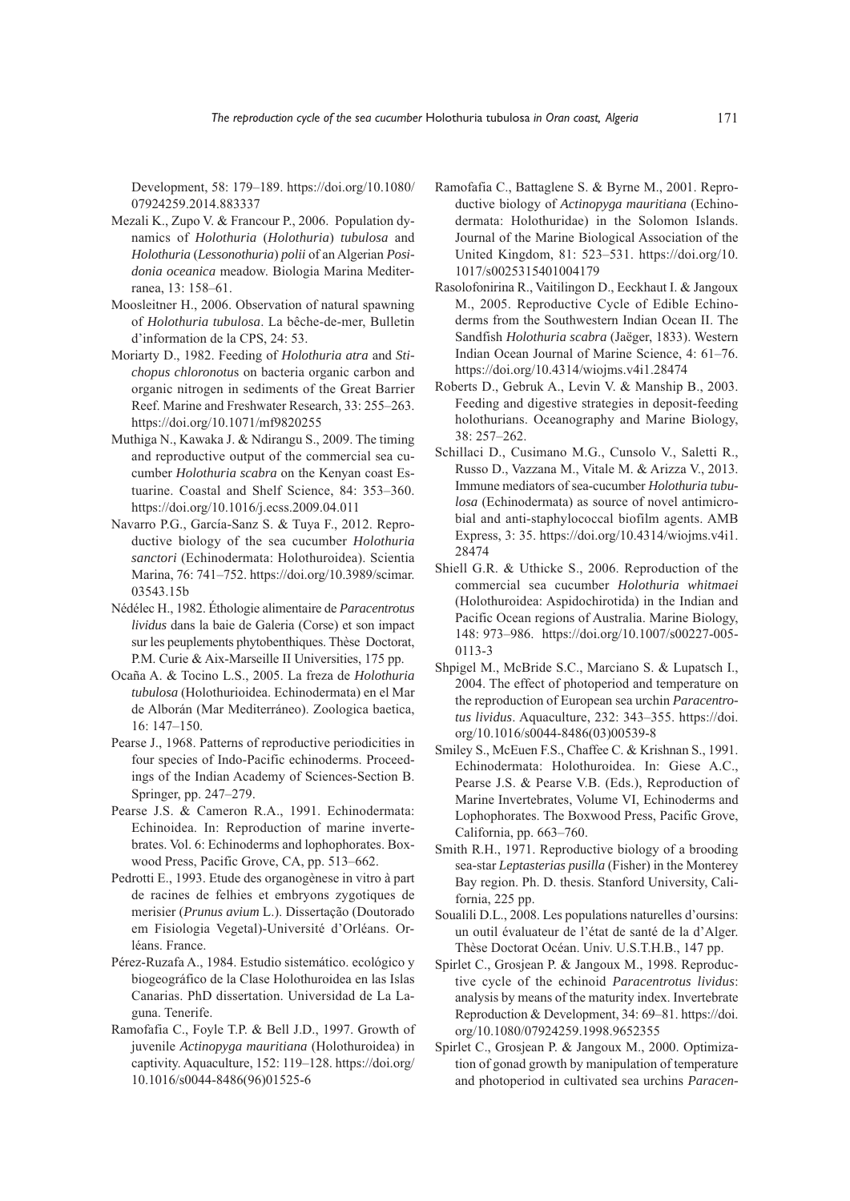Development, 58: 179–189. https://doi.org/10.1080/07924259.2014.883337

Mezali K., Zupo V. & Francour P., 2006. Population dynamics of *Holothuria* (*Holothuria*) *tubulosa* and *Holothuria* (*Lessonothuria*) *polii* of an Algerian *Posidonia oceanica* meadow. Biologia Marina Mediterranea, 13: 158–61.

Moosleitner H., 2006. Observation of natural spawning of *Holothuria tubulosa*. La bêche-de-mer, Bulletin d'information de la CPS, 24: 53.

Moriarty D., 1982. Feeding of *Holothuria atra* and *Stichopus chloronotus* on bacteria organic carbon and organic nitrogen in sediments of the Great Barrier Reef. Marine and Freshwater Research, 33: 255–263. https://doi.org/10.1071/mf9820255

Muthiga N., Kawaka J. & Ndirangu S., 2009. The timing and reproductive output of the commercial sea cucumber *Holothuria scabra* on the Kenyan coast Estuarine. Coastal and Shelf Science, 84: 353–360. https://doi.org/10.1016/j.ecss.2009.04.011

Navarro P.G., García-Sanz S. & Tuya F., 2012. Reproductive biology of the sea cucumber *Holothuria sanctori* (Echinodermata: Holothuroidea). Scientia Marina, 76: 741–752. https://doi.org/10.3989/scimar.03543.15b

Nédélec H., 1982. Éthologie alimentaire de *Paracentrotus lividus* dans la baie de Galeria (Corse) et son impact sur les peuplements phytobenthiques. Thèse Doctorat, P.M. Curie & Aix-Marseille II Universities, 175 pp.

Ocaña A. & Tocino L.S., 2005. La freza de *Holothuria tubulosa* (Holothurioidea. Echinodermata) en el Mar de Alborán (Mar Mediterráneo). Zoologica baetica, 16: 147–150.

Pearse J., 1968. Patterns of reproductive periodicities in four species of Indo-Pacific echinoderms. Proceedings of the Indian Academy of Sciences-Section B. Springer, pp. 247–279.

Pearse J.S. & Cameron R.A., 1991. Echinodermata: Echinoidea. In: Reproduction of marine invertebrates. Vol. 6: Echinoderms and lophophorates. Boxwood Press, Pacific Grove, CA, pp. 513–662.

Pedrotti E., 1993. Etude des organogènese in vitro à part de racines de felhies et embryons zygotiques de merisier (*Prunus avium* L.). Dissertação (Doutorado em Fisiologia Vegetal)-Université d'Orléans. Orléans. France.

Pérez-Ruzafa A., 1984. Estudio sistemático. ecológico y biogeográfico de la Clase Holothuroidea en las Islas Canarias. PhD dissertation. Universidad de La Laguna. Tenerife.

Ramofafia C., Foyle T.P. & Bell J.D., 1997. Growth of juvenile *Actinopyga mauritiana* (Holothuroidea) in captivity. Aquaculture, 152: 119–128. https://doi.org/10.1016/s0044-8486(96)01525-6

Ramofafia C., Battaglene S. & Byrne M., 2001. Reproductive biology of *Actinopyga mauritiana* (Echinodermata: Holothuridae) in the Solomon Islands. Journal of the Marine Biological Association of the United Kingdom, 81: 523–531. https://doi.org/10.1017/s0025315401004179

Rasolofonirina R., Vaitilingon D., Eeckhaut I. & Jangoux M., 2005. Reproductive Cycle of Edible Echinoderms from the Southwestern Indian Ocean II. The Sandfish *Holothuria scabra* (Jaëger, 1833). Western Indian Ocean Journal of Marine Science, 4: 61–76. https://doi.org/10.4314/wiojms.v4i1.28474

Roberts D., Gebruk A., Levin V. & Manship B., 2003. Feeding and digestive strategies in deposit-feeding holothurians. Oceanography and Marine Biology, 38: 257–262.

Schillaci D., Cusimano M.G., Cunsolo V., Saletti R., Russo D., Vazzana M., Vitale M. & Arizza V., 2013. Immune mediators of sea-cucumber *Holothuria tubulosa* (Echinodermata) as source of novel antimicrobial and anti-staphylococcal biofilm agents. AMB Express, 3: 35. https://doi.org/10.4314/wiojms.v4i1.28474

Shiell G.R. & Uthicke S., 2006. Reproduction of the commercial sea cucumber *Holothuria whitmaei* (Holothuroidea: Aspidochirotida) in the Indian and Pacific Ocean regions of Australia. Marine Biology, 148: 973–986. https://doi.org/10.1007/s00227-005-0113-3

Shpigel M., McBride S.C., Marciano S. & Lupatsch I., 2004. The effect of photoperiod and temperature on the reproduction of European sea urchin *Paracentrotus lividus*. Aquaculture, 232: 343–355. https://doi.org/10.1016/s0044-8486(03)00539-8

Smiley S., McEuen F.S., Chaffee C. & Krishnan S., 1991. Echinodermata: Holothuroidea. In: Giese A.C., Pearse J.S. & Pearse V.B. (Eds.), Reproduction of Marine Invertebrates, Volume VI, Echinoderms and Lophophorates. The Boxwood Press, Pacific Grove, California, pp. 663–760.

Smith R.H., 1971. Reproductive biology of a brooding sea-star *Leptasterias pusilla* (Fisher) in the Monterey Bay region. Ph. D. thesis. Stanford University, California, 225 pp.

Soualili D.L., 2008. Les populations naturelles d'oursins: un outil évaluateur de l'état de santé de la d'Alger. Thèse Doctorat Océan. Univ. U.S.T.H.B., 147 pp.

Spirlet C., Grosjean P. & Jangoux M., 1998. Reproductive cycle of the echinoid *Paracentrotus lividus*: analysis by means of the maturity index. Invertebrate Reproduction & Development, 34: 69–81. https://doi.org/10.1080/07924259.1998.9652355

Spirlet C., Grosjean P. & Jangoux M., 2000. Optimization of gonad growth by manipulation of temperature and photoperiod in cultivated sea urchins *Paracen-*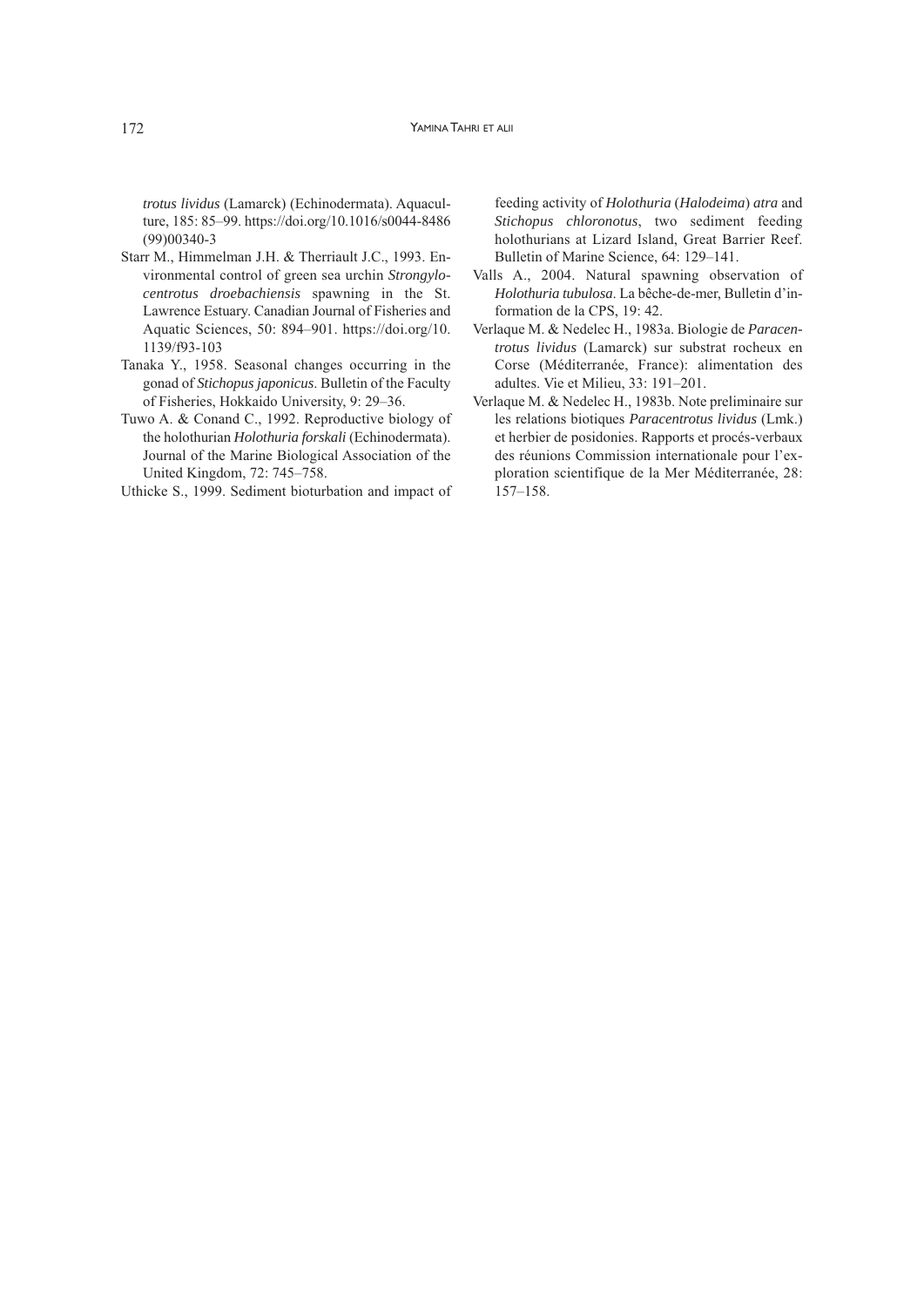*trotus lividus* (Lamarck) (Echinodermata). Aquaculture, 185: 85–99. https://doi.org/10.1016/s0044-8486(99)00340-3

Starr M., Himmelman J.H. & Therriault J.C., 1993. Environmental control of green sea urchin *Strongylocentrotus droebachiensis* spawning in the St. Lawrence Estuary. Canadian Journal of Fisheries and Aquatic Sciences, 50: 894–901. https://doi.org/10.1139/f93-103

Tanaka Y., 1958. Seasonal changes occurring in the gonad of *Stichopus japonicus*. Bulletin of the Faculty of Fisheries, Hokkaido University, 9: 29–36.

Tuwo A. & Conand C., 1992. Reproductive biology of the holothurian *Holothuria forskali* (Echinodermata). Journal of the Marine Biological Association of the United Kingdom, 72: 745–758.

Uthicke S., 1999. Sediment bioturbation and impact of feeding activity of *Holothuria* (*Halodeima*) *atra* and *Stichopus chloronotus*, two sediment feeding holothurians at Lizard Island, Great Barrier Reef. Bulletin of Marine Science, 64: 129–141.

Valls A., 2004. Natural spawning observation of *Holothuria tubulosa*. La bêche-de-mer, Bulletin d'information de la CPS, 19: 42.

Verlaque M. & Nedelec H., 1983a. Biologie de *Paracentrotus lividus* (Lamarck) sur substrat rocheux en Corse (Méditerranée, France): alimentation des adultes. Vie et Milieu, 33: 191–201.

Verlaque M. & Nedelec H., 1983b. Note preliminaire sur les relations biotiques *Paracentrotus lividus* (Lmk.) et herbier de posidonies. Rapports et procés-verbaux des réunions Commission internationale pour l'exploration scientifique de la Mer Méditerranée, 28: 157–158.